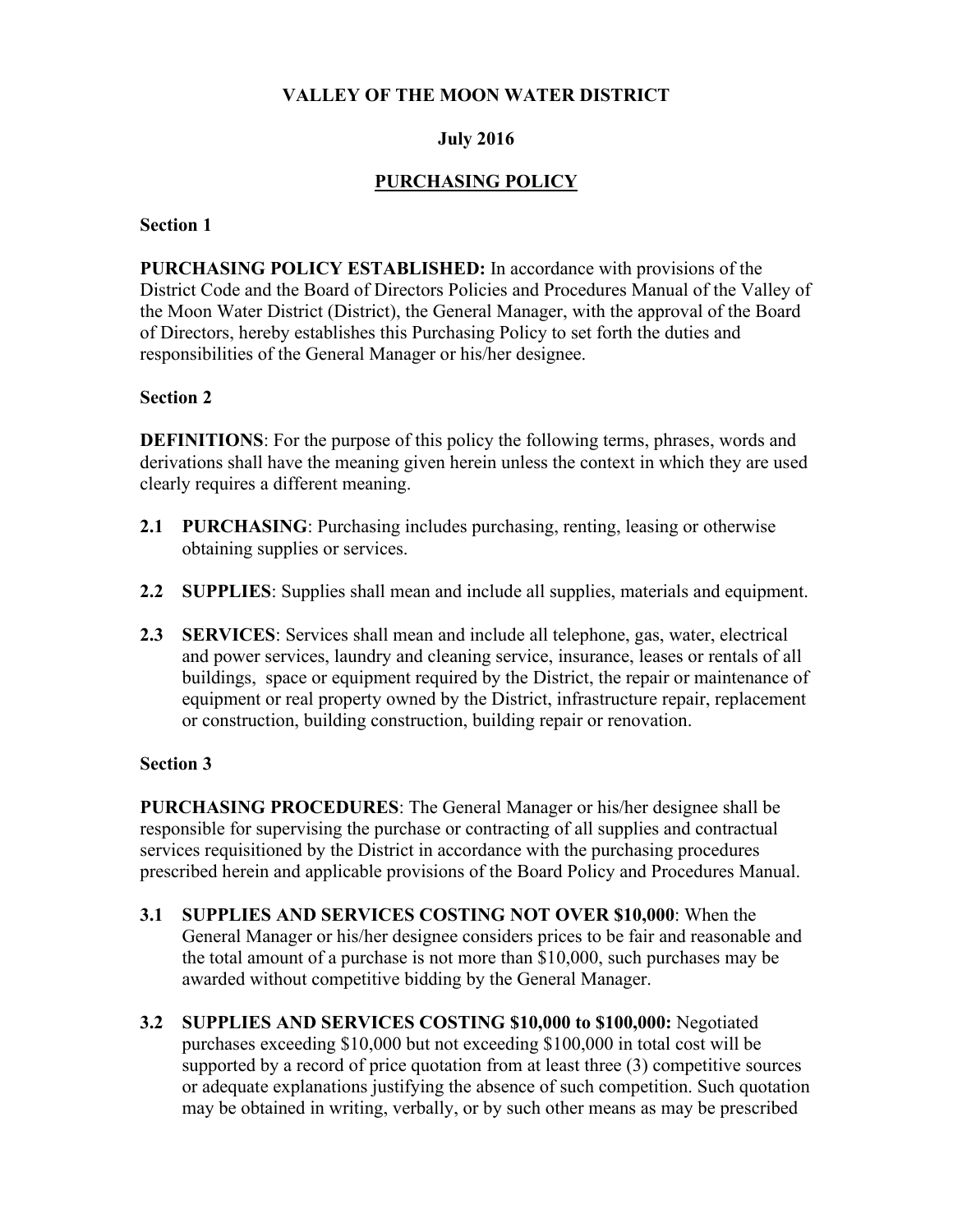# VALLEY OF THE MOON WATER DISTRICT

## July 2016

## PURCHASING POLICY

### Section 1

**PURCHASING POLICY ESTABLISHED:** In accordance with provisions of the District Code and the Board of Directors Policies and Procedures Manual of the Valley of the Moon Water District (District), the General Manager, with the approval of the Board of Directors, hereby establishes this Purchasing Policy to set forth the duties and responsibilities of the General Manager or his/her designee.

### Section 2

**DEFINITIONS**: For the purpose of this policy the following terms, phrases, words and derivations shall have the meaning given herein unless the context in which they are used clearly requires a different meaning.

**2.1 PURCHASING**: Purchasing includes purchasing, renting, leasing or otherwise obtaining supplies or services.

**2.2 SUPPLIES**: Supplies shall mean and include all supplies, materials and equipment.

**2.3 SERVICES**: Services shall mean and include all telephone, gas, water, electrical and power services, laundry and cleaning service, insurance, leases or rentals of all buildings, space or equipment required by the District, the repair or maintenance of equipment or real property owned by the District, infrastructure repair, replacement or construction, building construction, building repair or renovation.

### Section 3

**PURCHASING PROCEDURES**: The General Manager or his/her designee shall be responsible for supervising the purchase or contracting of all supplies and contractual services requisitioned by the District in accordance with the purchasing procedures prescribed herein and applicable provisions of the Board Policy and Procedures Manual.

**3.1 SUPPLIES AND SERVICES COSTING NOT OVER $10,000**: When the General Manager or his/her designee considers prices to be fair and reasonable and the total amount of a purchase is not more than $10,000, such purchases may be awarded without competitive bidding by the General Manager.

**3.2 SUPPLIES AND SERVICES COSTING $10,000 to $100,000:** Negotiated purchases exceeding $10,000 but not exceeding $100,000 in total cost will be supported by a record of price quotation from at least three (3) competitive sources or adequate explanations justifying the absence of such competition. Such quotation may be obtained in writing, verbally, or by such other means as may be prescribed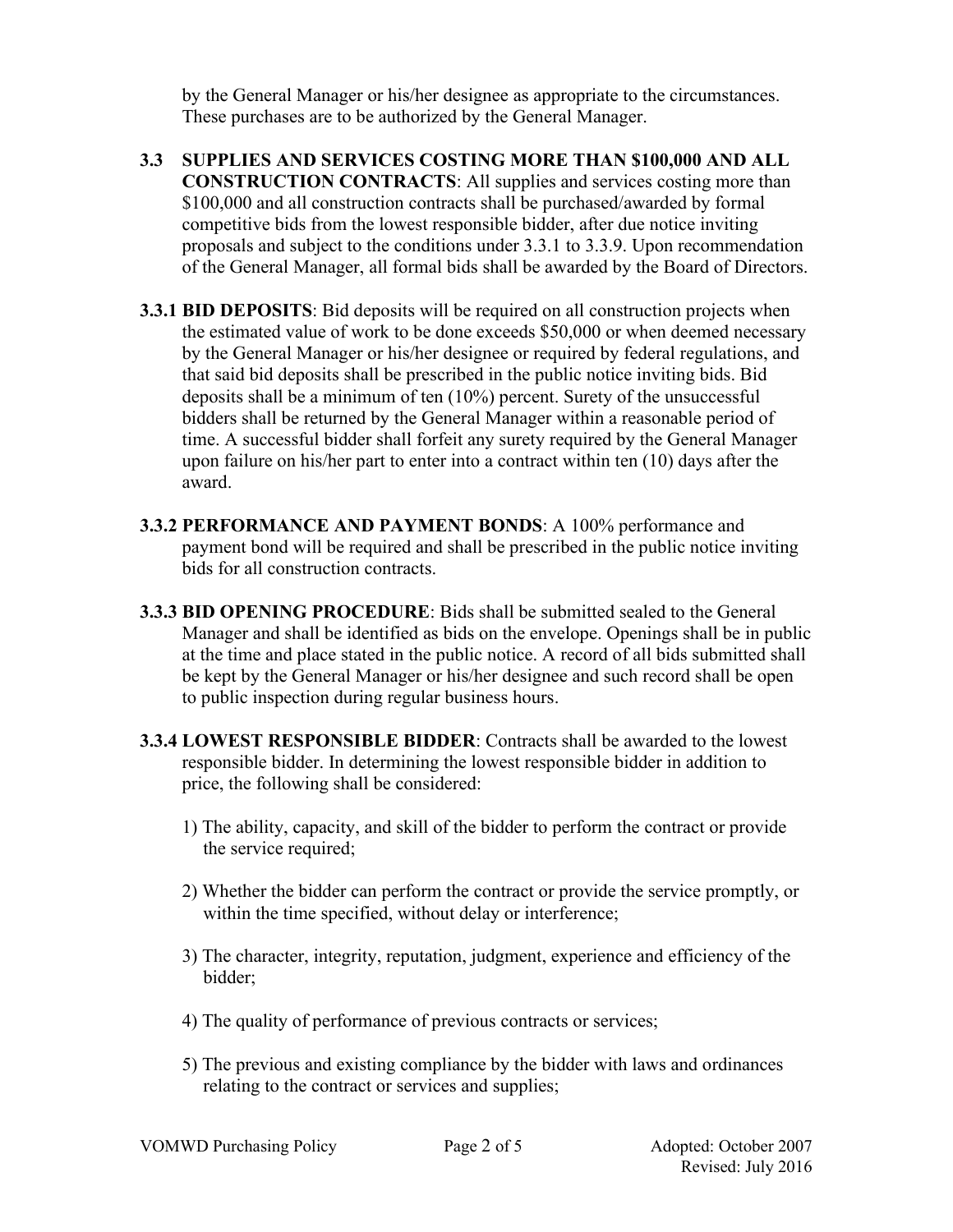by the General Manager or his/her designee as appropriate to the circumstances. These purchases are to be authorized by the General Manager.

**3.3 SUPPLIES AND SERVICES COSTING MORE THAN $100,000 AND ALL CONSTRUCTION CONTRACTS**: All supplies and services costing more than $100,000 and all construction contracts shall be purchased/awarded by formal competitive bids from the lowest responsible bidder, after due notice inviting proposals and subject to the conditions under 3.3.1 to 3.3.9. Upon recommendation of the General Manager, all formal bids shall be awarded by the Board of Directors.

**3.3.1 BID DEPOSITS**: Bid deposits will be required on all construction projects when the estimated value of work to be done exceeds $50,000 or when deemed necessary by the General Manager or his/her designee or required by federal regulations, and that said bid deposits shall be prescribed in the public notice inviting bids. Bid deposits shall be a minimum of ten (10%) percent. Surety of the unsuccessful bidders shall be returned by the General Manager within a reasonable period of time. A successful bidder shall forfeit any surety required by the General Manager upon failure on his/her part to enter into a contract within ten (10) days after the award.

**3.3.2 PERFORMANCE AND PAYMENT BONDS**: A 100% performance and payment bond will be required and shall be prescribed in the public notice inviting bids for all construction contracts.

**3.3.3 BID OPENING PROCEDURE**: Bids shall be submitted sealed to the General Manager and shall be identified as bids on the envelope. Openings shall be in public at the time and place stated in the public notice. A record of all bids submitted shall be kept by the General Manager or his/her designee and such record shall be open to public inspection during regular business hours.

**3.3.4 LOWEST RESPONSIBLE BIDDER**: Contracts shall be awarded to the lowest responsible bidder. In determining the lowest responsible bidder in addition to price, the following shall be considered:

1) The ability, capacity, and skill of the bidder to perform the contract or provide the service required;

2) Whether the bidder can perform the contract or provide the service promptly, or within the time specified, without delay or interference;

3) The character, integrity, reputation, judgment, experience and efficiency of the bidder;

4) The quality of performance of previous contracts or services;

5) The previous and existing compliance by the bidder with laws and ordinances relating to the contract or services and supplies;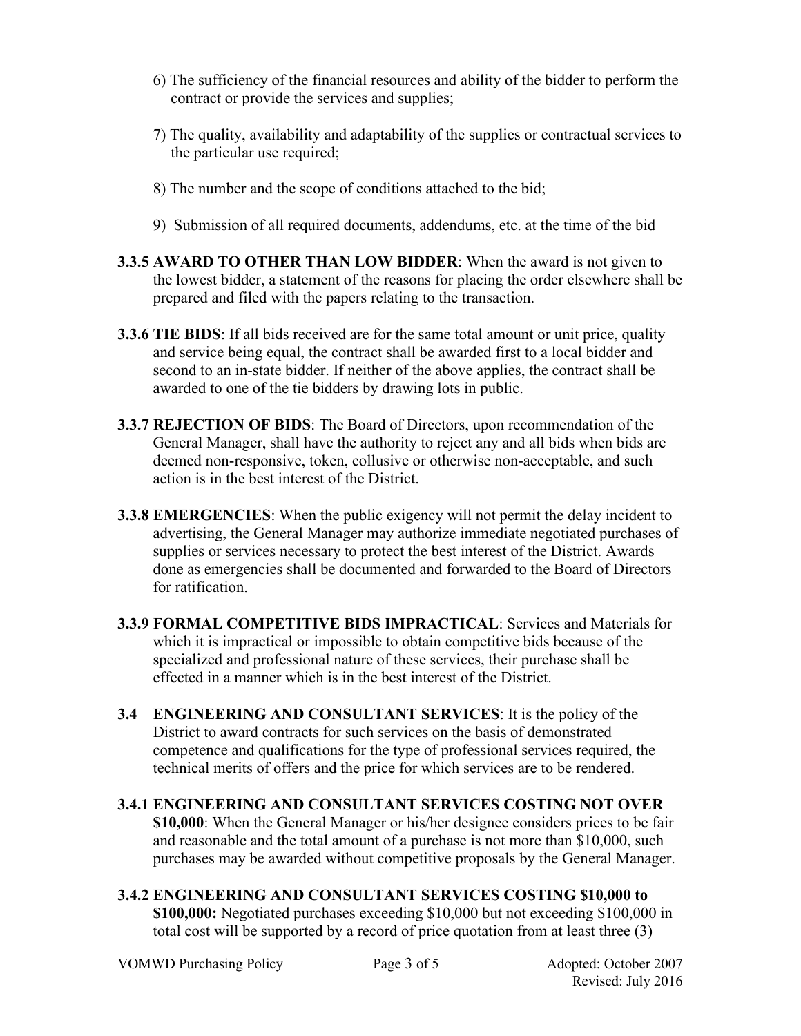6) The sufficiency of the financial resources and ability of the bidder to perform the contract or provide the services and supplies;

7) The quality, availability and adaptability of the supplies or contractual services to the particular use required;

8) The number and the scope of conditions attached to the bid;

9) Submission of all required documents, addendums, etc. at the time of the bid

**3.3.5 AWARD TO OTHER THAN LOW BIDDER**: When the award is not given to the lowest bidder, a statement of the reasons for placing the order elsewhere shall be prepared and filed with the papers relating to the transaction.

**3.3.6 TIE BIDS**: If all bids received are for the same total amount or unit price, quality and service being equal, the contract shall be awarded first to a local bidder and second to an in-state bidder. If neither of the above applies, the contract shall be awarded to one of the tie bidders by drawing lots in public.

**3.3.7 REJECTION OF BIDS**: The Board of Directors, upon recommendation of the General Manager, shall have the authority to reject any and all bids when bids are deemed non-responsive, token, collusive or otherwise non-acceptable, and such action is in the best interest of the District.

**3.3.8 EMERGENCIES**: When the public exigency will not permit the delay incident to advertising, the General Manager may authorize immediate negotiated purchases of supplies or services necessary to protect the best interest of the District. Awards done as emergencies shall be documented and forwarded to the Board of Directors for ratification.

**3.3.9 FORMAL COMPETITIVE BIDS IMPRACTICAL**: Services and Materials for which it is impractical or impossible to obtain competitive bids because of the specialized and professional nature of these services, their purchase shall be effected in a manner which is in the best interest of the District.

**3.4 ENGINEERING AND CONSULTANT SERVICES**: It is the policy of the District to award contracts for such services on the basis of demonstrated competence and qualifications for the type of professional services required, the technical merits of offers and the price for which services are to be rendered.

**3.4.1 ENGINEERING AND CONSULTANT SERVICES COSTING NOT OVER $10,000**: When the General Manager or his/her designee considers prices to be fair and reasonable and the total amount of a purchase is not more than $10,000, such purchases may be awarded without competitive proposals by the General Manager.

**3.4.2 ENGINEERING AND CONSULTANT SERVICES COSTING $10,000 to $100,000:** Negotiated purchases exceeding $10,000 but not exceeding $100,000 in total cost will be supported by a record of price quotation from at least three (3)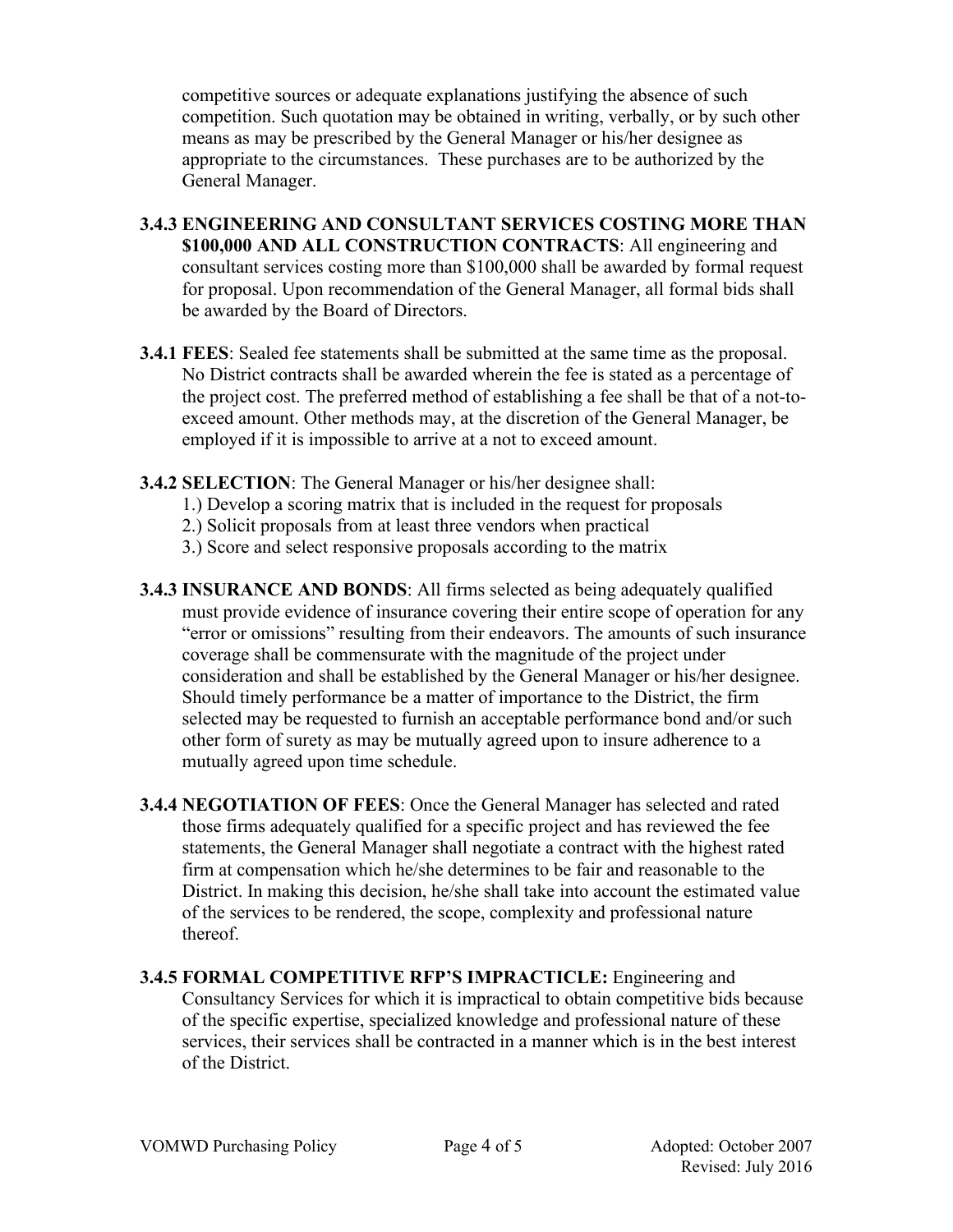competitive sources or adequate explanations justifying the absence of such competition. Such quotation may be obtained in writing, verbally, or by such other means as may be prescribed by the General Manager or his/her designee as appropriate to the circumstances. These purchases are to be authorized by the General Manager.

**3.4.3 ENGINEERING AND CONSULTANT SERVICES COSTING MORE THAN $100,000 AND ALL CONSTRUCTION CONTRACTS**: All engineering and consultant services costing more than $100,000 shall be awarded by formal request for proposal. Upon recommendation of the General Manager, all formal bids shall be awarded by the Board of Directors.

**3.4.1 FEES**: Sealed fee statements shall be submitted at the same time as the proposal. No District contracts shall be awarded wherein the fee is stated as a percentage of the project cost. The preferred method of establishing a fee shall be that of a not-to-exceed amount. Other methods may, at the discretion of the General Manager, be employed if it is impossible to arrive at a not to exceed amount.

**3.4.2 SELECTION**: The General Manager or his/her designee shall:

1.) Develop a scoring matrix that is included in the request for proposals
2.) Solicit proposals from at least three vendors when practical
3.) Score and select responsive proposals according to the matrix

**3.4.3 INSURANCE AND BONDS**: All firms selected as being adequately qualified must provide evidence of insurance covering their entire scope of operation for any "error or omissions" resulting from their endeavors. The amounts of such insurance coverage shall be commensurate with the magnitude of the project under consideration and shall be established by the General Manager or his/her designee. Should timely performance be a matter of importance to the District, the firm selected may be requested to furnish an acceptable performance bond and/or such other form of surety as may be mutually agreed upon to insure adherence to a mutually agreed upon time schedule.

**3.4.4 NEGOTIATION OF FEES**: Once the General Manager has selected and rated those firms adequately qualified for a specific project and has reviewed the fee statements, the General Manager shall negotiate a contract with the highest rated firm at compensation which he/she determines to be fair and reasonable to the District. In making this decision, he/she shall take into account the estimated value of the services to be rendered, the scope, complexity and professional nature thereof.

**3.4.5 FORMAL COMPETITIVE RFP'S IMPRACTICLE:** Engineering and Consultancy Services for which it is impractical to obtain competitive bids because of the specific expertise, specialized knowledge and professional nature of these services, their services shall be contracted in a manner which is in the best interest of the District.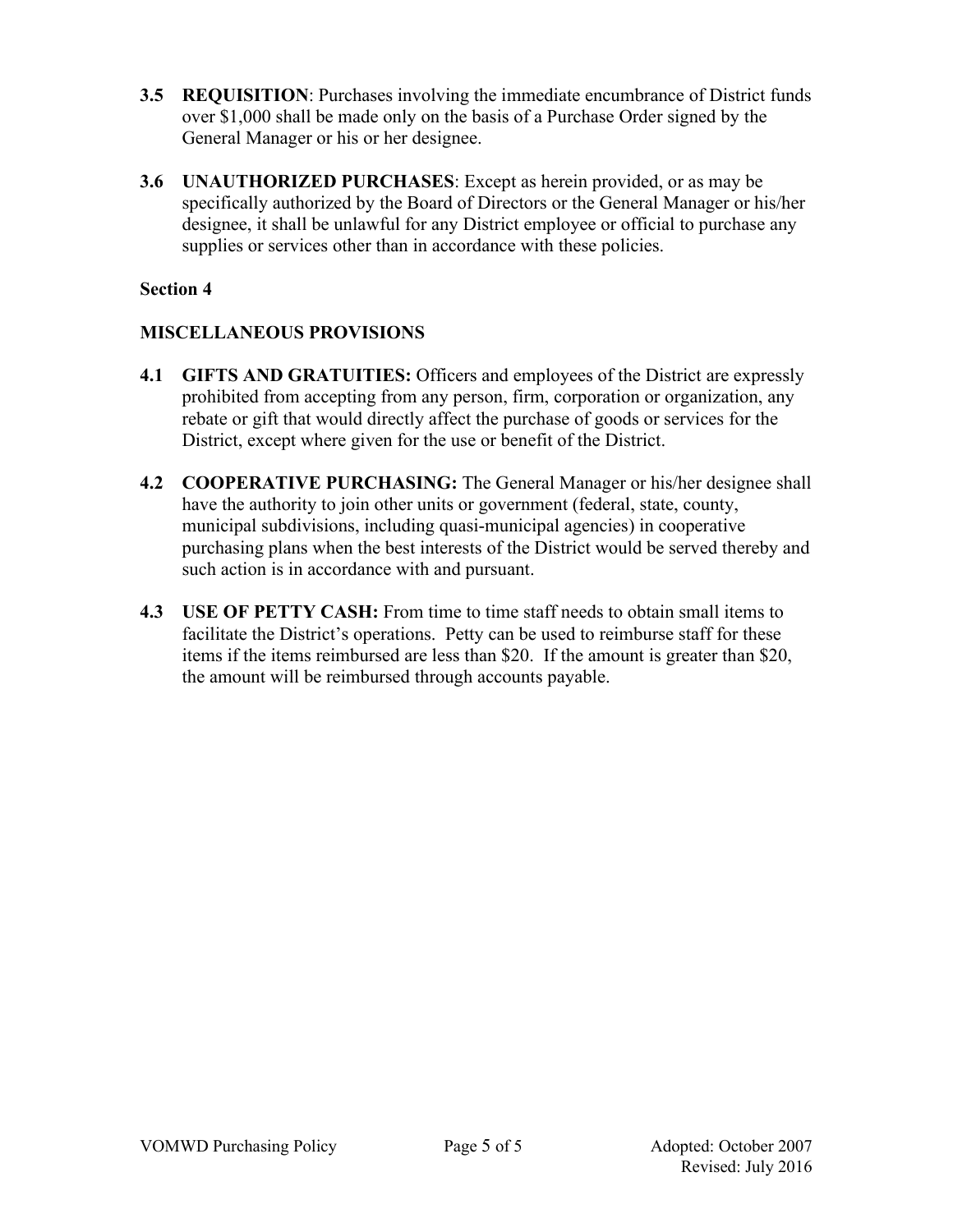**3.5 REQUISITION**: Purchases involving the immediate encumbrance of District funds over $1,000 shall be made only on the basis of a Purchase Order signed by the General Manager or his or her designee.

**3.6 UNAUTHORIZED PURCHASES**: Except as herein provided, or as may be specifically authorized by the Board of Directors or the General Manager or his/her designee, it shall be unlawful for any District employee or official to purchase any supplies or services other than in accordance with these policies.

## Section 4

## MISCELLANEOUS PROVISIONS

**4.1 GIFTS AND GRATUITIES:** Officers and employees of the District are expressly prohibited from accepting from any person, firm, corporation or organization, any rebate or gift that would directly affect the purchase of goods or services for the District, except where given for the use or benefit of the District.

**4.2 COOPERATIVE PURCHASING:** The General Manager or his/her designee shall have the authority to join other units or government (federal, state, county, municipal subdivisions, including quasi-municipal agencies) in cooperative purchasing plans when the best interests of the District would be served thereby and such action is in accordance with and pursuant.

**4.3 USE OF PETTY CASH:** From time to time staff needs to obtain small items to facilitate the District's operations. Petty can be used to reimburse staff for these items if the items reimbursed are less than $20. If the amount is greater than $20, the amount will be reimbursed through accounts payable.